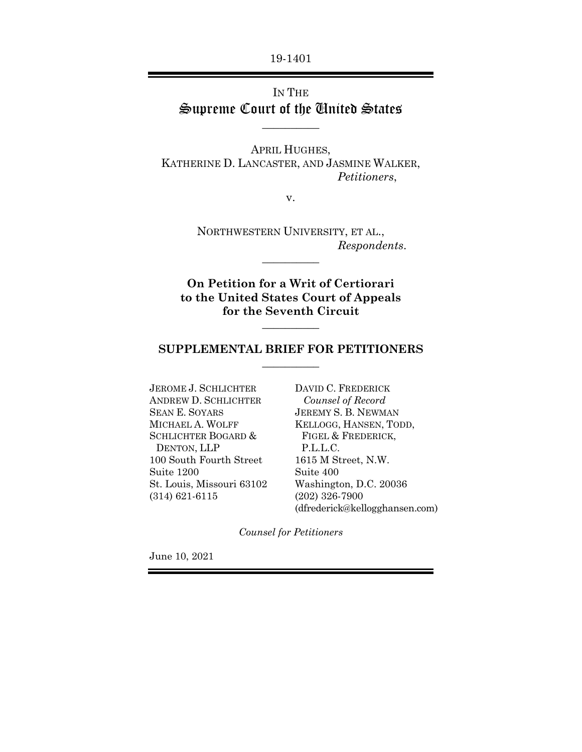19-1401

IN THE
# Supreme Court of the United States

---

APRIL HUGHES,
KATHERINE D. LANCASTER, AND JASMINE WALKER,
*Petitioners*,

v.

NORTHWESTERN UNIVERSITY, ET AL.,
*Respondents*.

---

**On Petition for a Writ of Certiorari to the United States Court of Appeals for the Seventh Circuit**

---

## SUPPLEMENTAL BRIEF FOR PETITIONERS

---

JEROME J. SCHLICHTER
ANDREW D. SCHLICHTER
SEAN E. SOYARS
MICHAEL A. WOLFF
SCHLICHTER BOGARD & DENTON, LLP
100 South Fourth Street
Suite 1200
St. Louis, Missouri 63102
(314) 621-6115

DAVID C. FREDERICK
*Counsel of Record*
JEREMY S. B. NEWMAN
KELLOGG, HANSEN, TODD, FIGEL & FREDERICK, P.L.L.C.
1615 M Street, N.W.
Suite 400
Washington, D.C. 20036
(202) 326-7900
(dfrederick@kellogghansen.com)

*Counsel for Petitioners*

June 10, 2021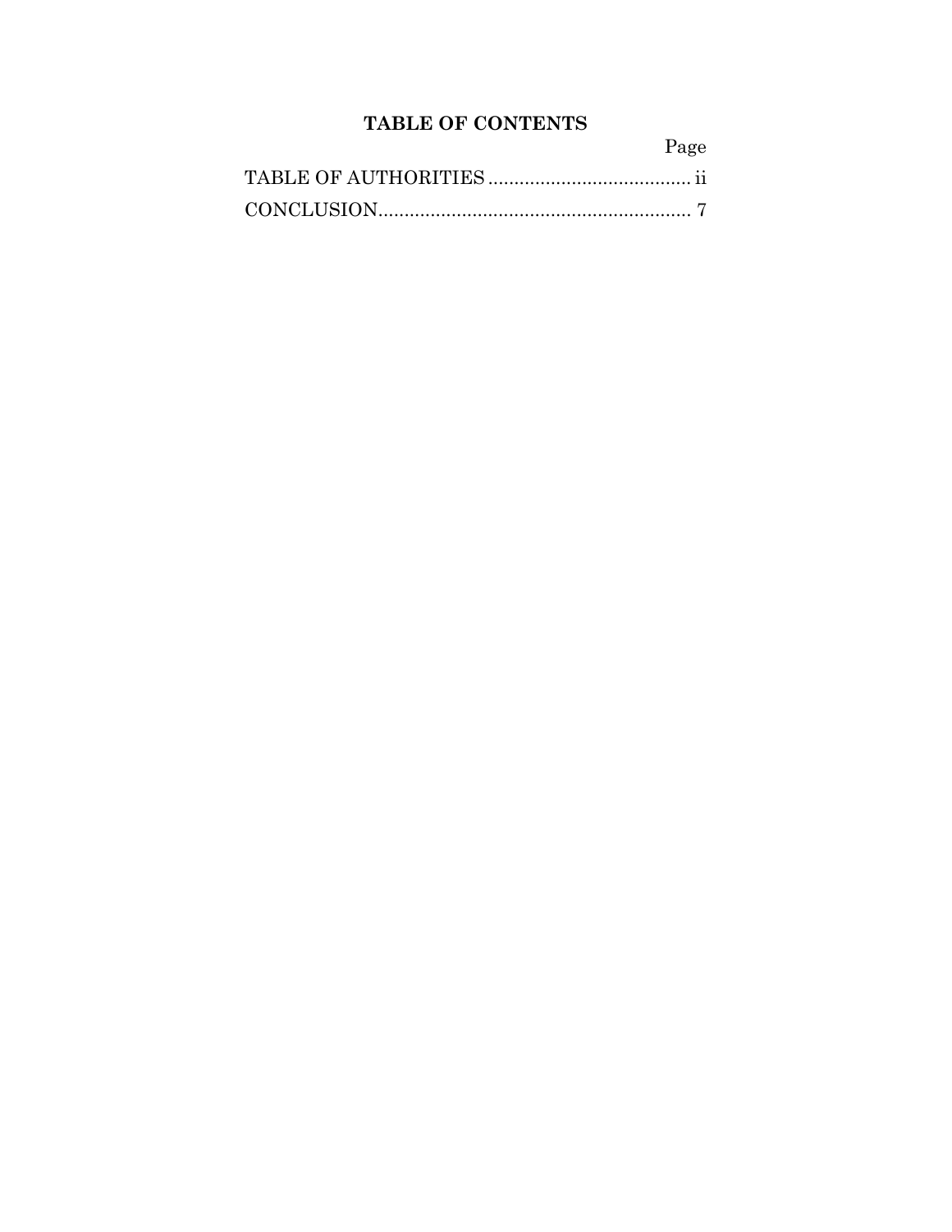# TABLE OF CONTENTS

| | Page |
|---|---|
| TABLE OF AUTHORITIES | ii |
| CONCLUSION | 7 |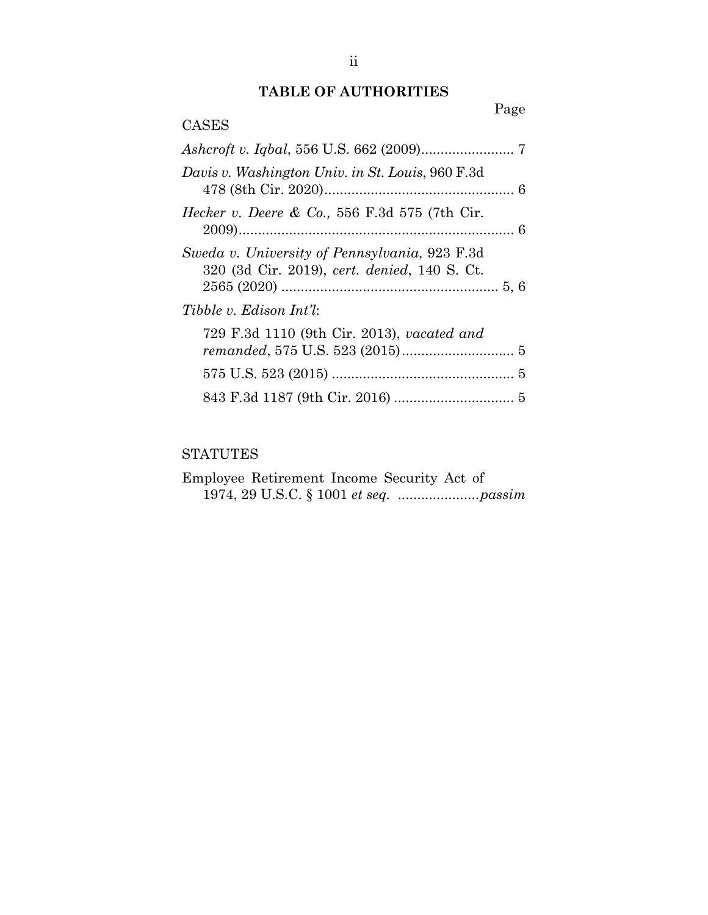# TABLE OF AUTHORITIES

Page

CASES

*Ashcroft v. Iqbal*, 556 U.S. 662 (2009)........................ 7

*Davis v. Washington Univ. in St. Louis*, 960 F.3d 478 (8th Cir. 2020)................................................. 6

*Hecker v. Deere & Co.,* 556 F.3d 575 (7th Cir. 2009)....................................................................... 6

*Sweda v. University of Pennsylvania*, 923 F.3d 320 (3d Cir. 2019), *cert. denied*, 140 S. Ct. 2565 (2020) ........................................................ 5, 6

*Tibble v. Edison Int'l*:

- 729 F.3d 1110 (9th Cir. 2013), *vacated and remanded*, 575 U.S. 523 (2015)............................. 5
- 575 U.S. 523 (2015) ............................................... 5
- 843 F.3d 1187 (9th Cir. 2016) ............................... 5

STATUTES

Employee Retirement Income Security Act of 1974, 29 U.S.C. § 1001 *et seq.* .....................*passim*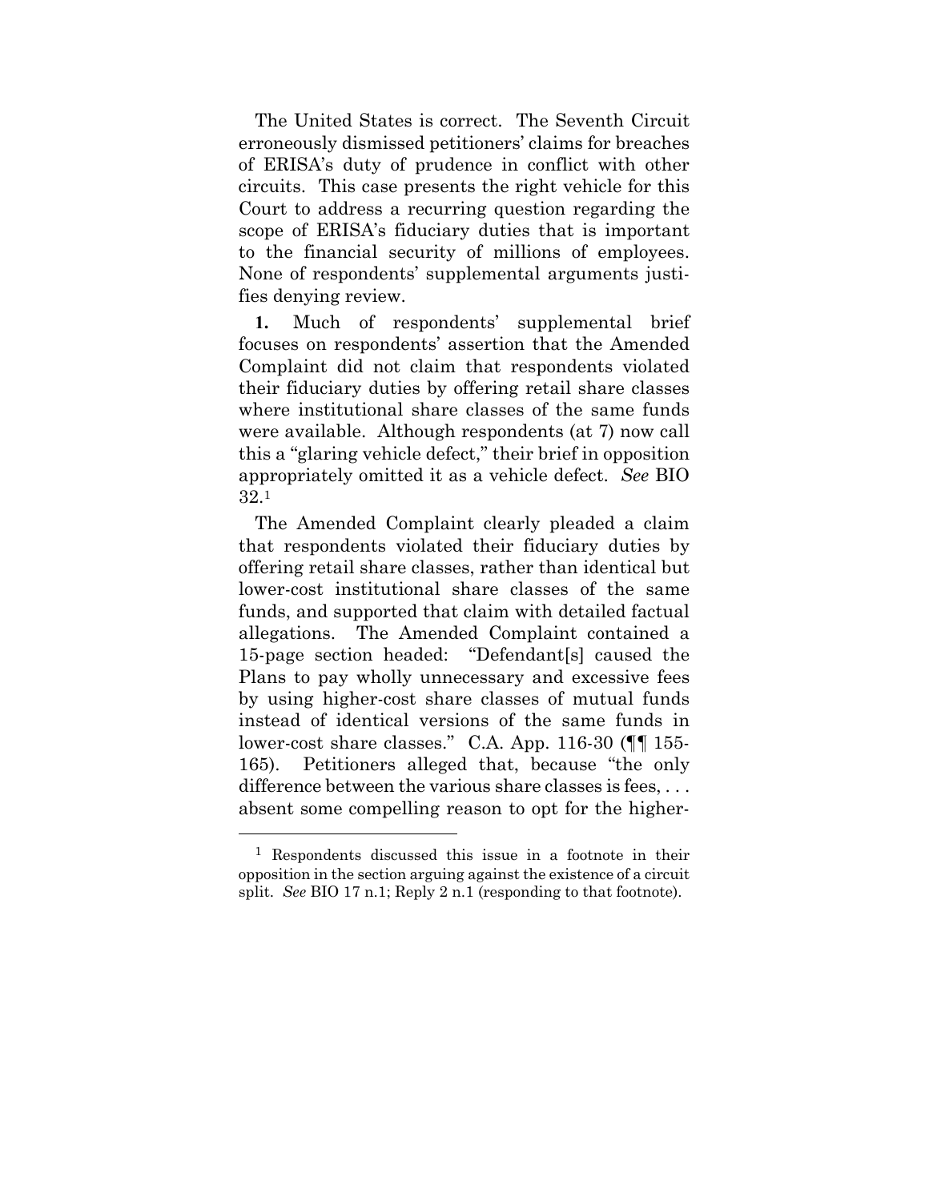The United States is correct. The Seventh Circuit erroneously dismissed petitioners' claims for breaches of ERISA's duty of prudence in conflict with other circuits. This case presents the right vehicle for this Court to address a recurring question regarding the scope of ERISA's fiduciary duties that is important to the financial security of millions of employees. None of respondents' supplemental arguments justifies denying review.

**1.** Much of respondents' supplemental brief focuses on respondents' assertion that the Amended Complaint did not claim that respondents violated their fiduciary duties by offering retail share classes where institutional share classes of the same funds were available. Although respondents (at 7) now call this a "glaring vehicle defect," their brief in opposition appropriately omitted it as a vehicle defect. *See* BIO 32.[1]

The Amended Complaint clearly pleaded a claim that respondents violated their fiduciary duties by offering retail share classes, rather than identical but lower-cost institutional share classes of the same funds, and supported that claim with detailed factual allegations. The Amended Complaint contained a 15-page section headed: "Defendant[s] caused the Plans to pay wholly unnecessary and excessive fees by using higher-cost share classes of mutual funds instead of identical versions of the same funds in lower-cost share classes." C.A. App. 116-30 (¶¶ 155-165). Petitioners alleged that, because "the only difference between the various share classes is fees, . . . absent some compelling reason to opt for the higher-

---

[1] Respondents discussed this issue in a footnote in their opposition in the section arguing against the existence of a circuit split. *See* BIO 17 n.1; Reply 2 n.1 (responding to that footnote).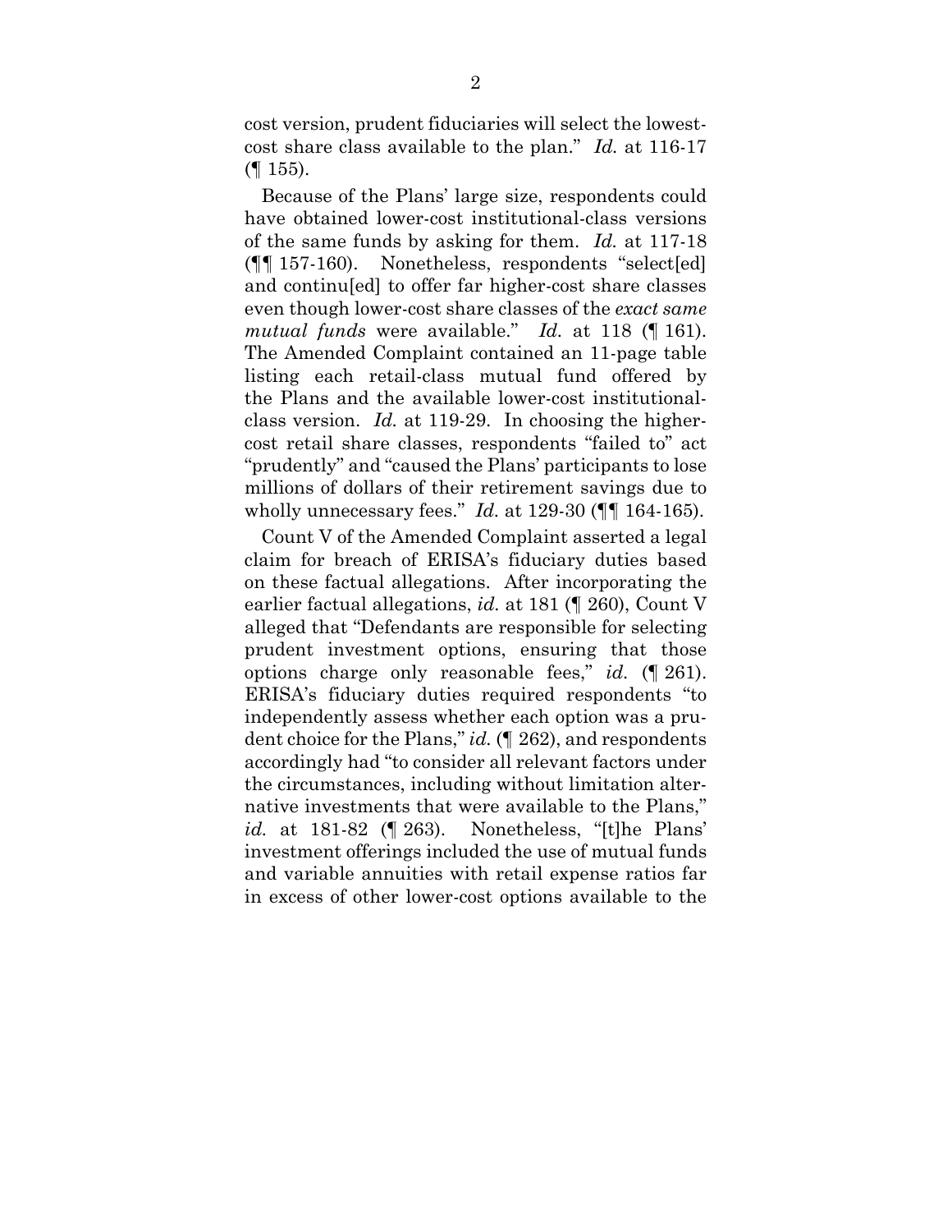cost version, prudent fiduciaries will select the lowest-cost share class available to the plan." *Id.* at 116-17 (¶ 155).

Because of the Plans' large size, respondents could have obtained lower-cost institutional-class versions of the same funds by asking for them. *Id.* at 117-18 (¶¶ 157-160). Nonetheless, respondents "select[ed] and continu[ed] to offer far higher-cost share classes even though lower-cost share classes of the *exact same mutual funds* were available." *Id.* at 118 (¶ 161). The Amended Complaint contained an 11-page table listing each retail-class mutual fund offered by the Plans and the available lower-cost institutional-class version. *Id.* at 119-29. In choosing the higher-cost retail share classes, respondents "failed to" act "prudently" and "caused the Plans' participants to lose millions of dollars of their retirement savings due to wholly unnecessary fees." *Id.* at 129-30 (¶¶ 164-165).

Count V of the Amended Complaint asserted a legal claim for breach of ERISA's fiduciary duties based on these factual allegations. After incorporating the earlier factual allegations, *id.* at 181 (¶ 260), Count V alleged that "Defendants are responsible for selecting prudent investment options, ensuring that those options charge only reasonable fees," *id.* (¶ 261). ERISA's fiduciary duties required respondents "to independently assess whether each option was a prudent choice for the Plans," *id.* (¶ 262), and respondents accordingly had "to consider all relevant factors under the circumstances, including without limitation alternative investments that were available to the Plans," *id.* at 181-82 (¶ 263). Nonetheless, "[t]he Plans' investment offerings included the use of mutual funds and variable annuities with retail expense ratios far in excess of other lower-cost options available to the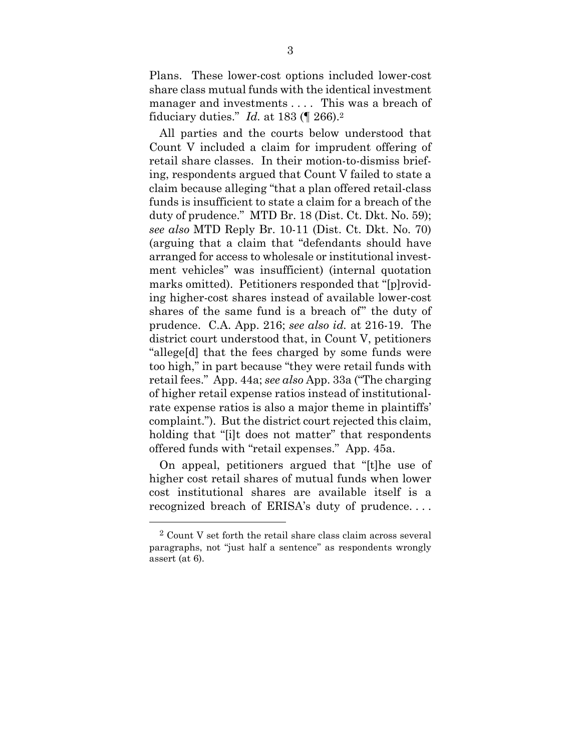Plans. These lower-cost options included lower-cost share class mutual funds with the identical investment manager and investments . . . . This was a breach of fiduciary duties." *Id.* at 183 (¶ 266).[2]

All parties and the courts below understood that Count V included a claim for imprudent offering of retail share classes. In their motion-to-dismiss briefing, respondents argued that Count V failed to state a claim because alleging "that a plan offered retail-class funds is insufficient to state a claim for a breach of the duty of prudence." MTD Br. 18 (Dist. Ct. Dkt. No. 59); *see also* MTD Reply Br. 10-11 (Dist. Ct. Dkt. No. 70) (arguing that a claim that "defendants should have arranged for access to wholesale or institutional investment vehicles" was insufficient) (internal quotation marks omitted). Petitioners responded that "[p]roviding higher-cost shares instead of available lower-cost shares of the same fund is a breach of" the duty of prudence. C.A. App. 216; *see also id.* at 216-19. The district court understood that, in Count V, petitioners "allege[d] that the fees charged by some funds were too high," in part because "they were retail funds with retail fees." App. 44a; *see also* App. 33a ("The charging of higher retail expense ratios instead of institutional-rate expense ratios is also a major theme in plaintiffs' complaint."). But the district court rejected this claim, holding that "[i]t does not matter" that respondents offered funds with "retail expenses." App. 45a.

On appeal, petitioners argued that "[t]he use of higher cost retail shares of mutual funds when lower cost institutional shares are available itself is a recognized breach of ERISA's duty of prudence. . . .

[2] Count V set forth the retail share class claim across several paragraphs, not "just half a sentence" as respondents wrongly assert (at 6).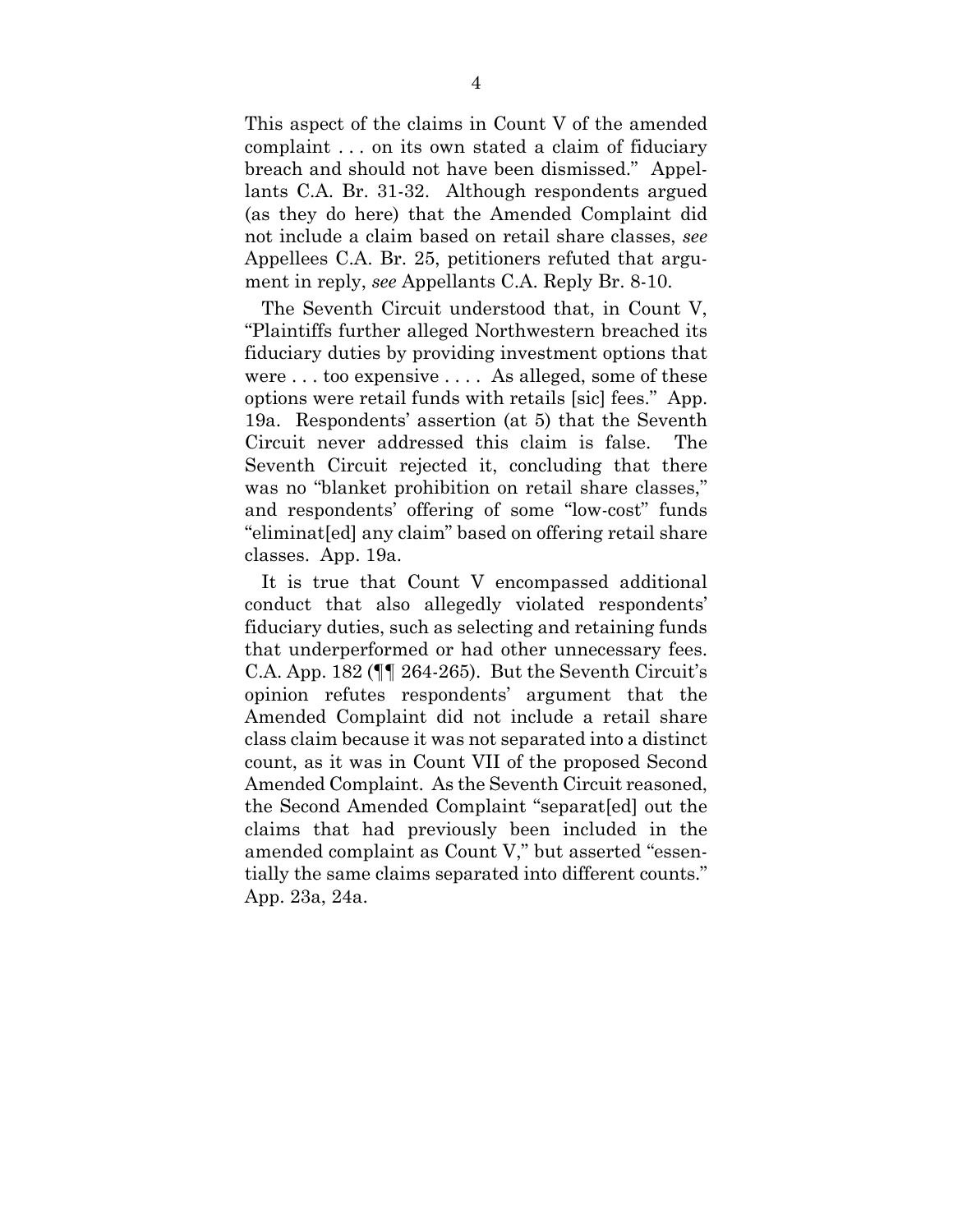This aspect of the claims in Count V of the amended complaint . . . on its own stated a claim of fiduciary breach and should not have been dismissed." Appellants C.A. Br. 31-32. Although respondents argued (as they do here) that the Amended Complaint did not include a claim based on retail share classes, *see* Appellees C.A. Br. 25, petitioners refuted that argument in reply, *see* Appellants C.A. Reply Br. 8-10.

The Seventh Circuit understood that, in Count V, "Plaintiffs further alleged Northwestern breached its fiduciary duties by providing investment options that were . . . too expensive . . . . As alleged, some of these options were retail funds with retails [sic] fees." App. 19a. Respondents' assertion (at 5) that the Seventh Circuit never addressed this claim is false. The Seventh Circuit rejected it, concluding that there was no "blanket prohibition on retail share classes," and respondents' offering of some "low-cost" funds "eliminat[ed] any claim" based on offering retail share classes. App. 19a.

It is true that Count V encompassed additional conduct that also allegedly violated respondents' fiduciary duties, such as selecting and retaining funds that underperformed or had other unnecessary fees. C.A. App. 182 (¶¶ 264-265). But the Seventh Circuit's opinion refutes respondents' argument that the Amended Complaint did not include a retail share class claim because it was not separated into a distinct count, as it was in Count VII of the proposed Second Amended Complaint. As the Seventh Circuit reasoned, the Second Amended Complaint "separat[ed] out the claims that had previously been included in the amended complaint as Count V," but asserted "essentially the same claims separated into different counts." App. 23a, 24a.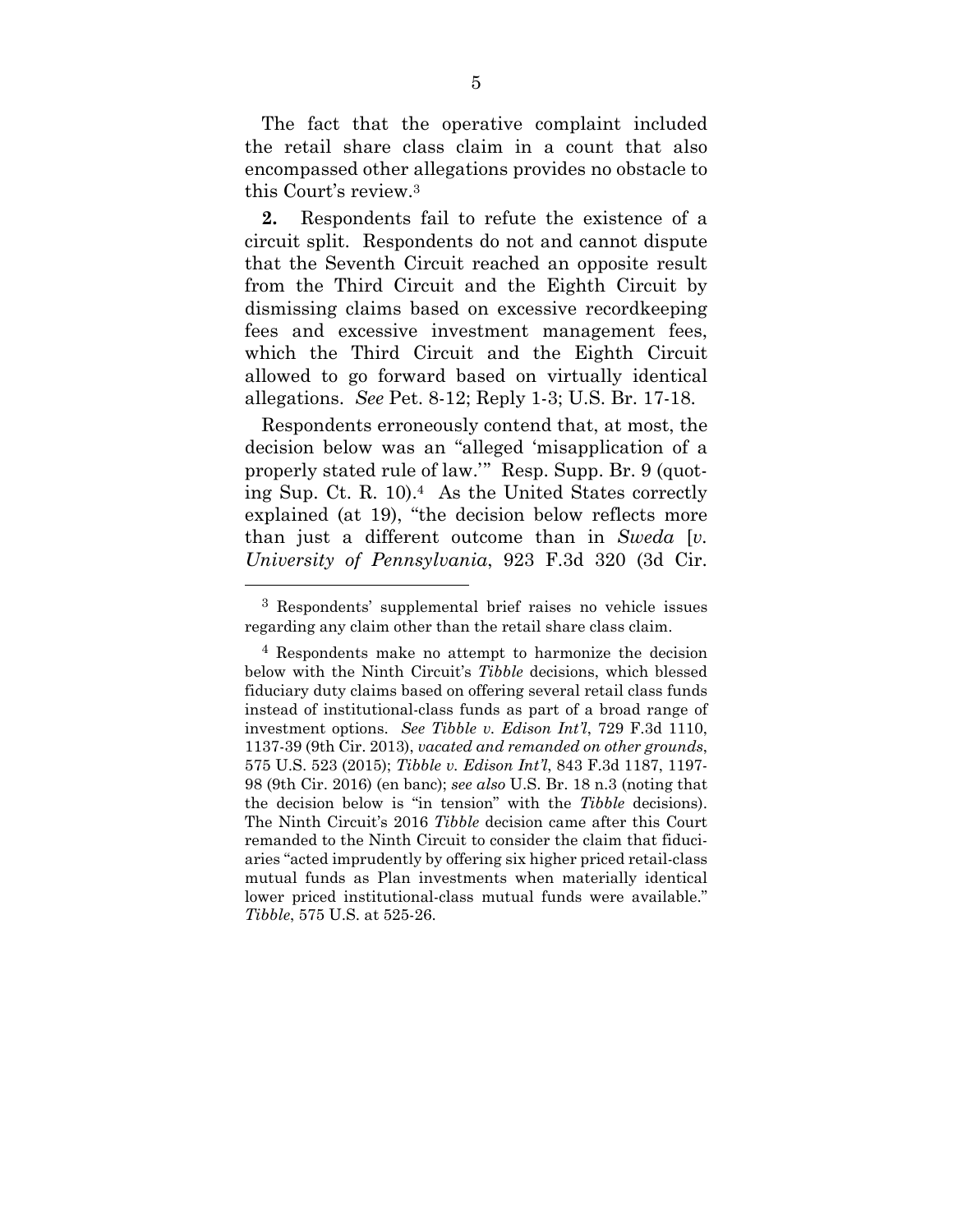The fact that the operative complaint included the retail share class claim in a count that also encompassed other allegations provides no obstacle to this Court's review.[3]

**2.** Respondents fail to refute the existence of a circuit split. Respondents do not and cannot dispute that the Seventh Circuit reached an opposite result from the Third Circuit and the Eighth Circuit by dismissing claims based on excessive recordkeeping fees and excessive investment management fees, which the Third Circuit and the Eighth Circuit allowed to go forward based on virtually identical allegations. *See* Pet. 8-12; Reply 1-3; U.S. Br. 17-18.

Respondents erroneously contend that, at most, the decision below was an "alleged 'misapplication of a properly stated rule of law.'" Resp. Supp. Br. 9 (quoting Sup. Ct. R. 10).[4] As the United States correctly explained (at 19), "the decision below reflects more than just a different outcome than in *Sweda* [*v. University of Pennsylvania*, 923 F.3d 320 (3d Cir.

---

[3] Respondents' supplemental brief raises no vehicle issues regarding any claim other than the retail share class claim.

[4] Respondents make no attempt to harmonize the decision below with the Ninth Circuit's *Tibble* decisions, which blessed fiduciary duty claims based on offering several retail class funds instead of institutional-class funds as part of a broad range of investment options. *See Tibble v. Edison Int'l*, 729 F.3d 1110, 1137-39 (9th Cir. 2013), *vacated and remanded on other grounds*, 575 U.S. 523 (2015); *Tibble v. Edison Int'l*, 843 F.3d 1187, 1197-98 (9th Cir. 2016) (en banc); *see also* U.S. Br. 18 n.3 (noting that the decision below is "in tension" with the *Tibble* decisions). The Ninth Circuit's 2016 *Tibble* decision came after this Court remanded to the Ninth Circuit to consider the claim that fiduciaries "acted imprudently by offering six higher priced retail-class mutual funds as Plan investments when materially identical lower priced institutional-class mutual funds were available." *Tibble*, 575 U.S. at 525-26.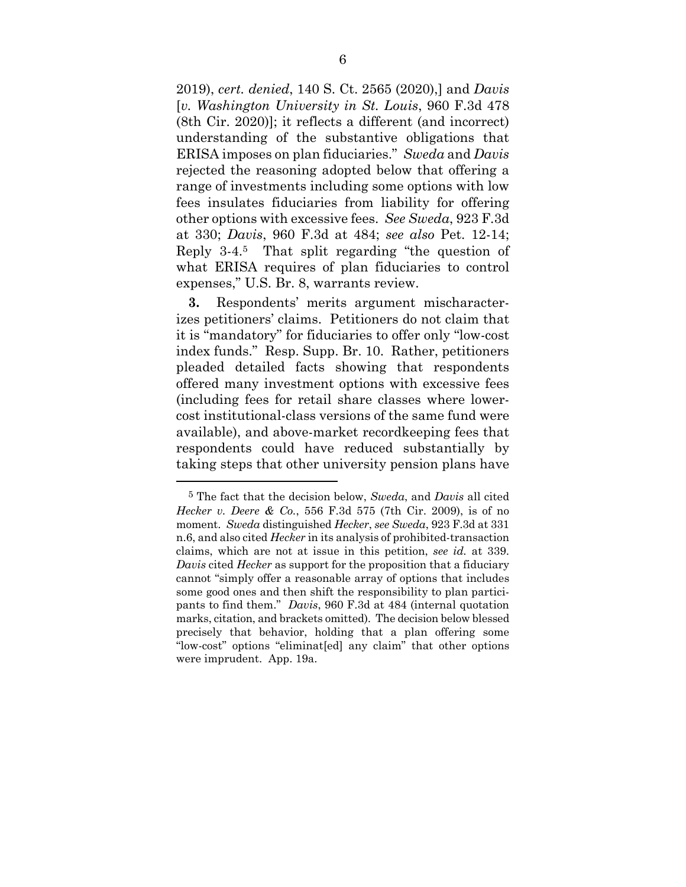2019), *cert. denied*, 140 S. Ct. 2565 (2020),] and *Davis* [*v. Washington University in St. Louis*, 960 F.3d 478 (8th Cir. 2020)]; it reflects a different (and incorrect) understanding of the substantive obligations that ERISA imposes on plan fiduciaries." *Sweda* and *Davis* rejected the reasoning adopted below that offering a range of investments including some options with low fees insulates fiduciaries from liability for offering other options with excessive fees. *See Sweda*, 923 F.3d at 330; *Davis*, 960 F.3d at 484; *see also* Pet. 12-14; Reply 3-4.[5] That split regarding "the question of what ERISA requires of plan fiduciaries to control expenses," U.S. Br. 8, warrants review.

**3.** Respondents' merits argument mischaracterizes petitioners' claims. Petitioners do not claim that it is "mandatory" for fiduciaries to offer only "low-cost index funds." Resp. Supp. Br. 10. Rather, petitioners pleaded detailed facts showing that respondents offered many investment options with excessive fees (including fees for retail share classes where lower-cost institutional-class versions of the same fund were available), and above-market recordkeeping fees that respondents could have reduced substantially by taking steps that other university pension plans have

---

[5] The fact that the decision below, *Sweda*, and *Davis* all cited *Hecker v. Deere & Co.*, 556 F.3d 575 (7th Cir. 2009), is of no moment. *Sweda* distinguished *Hecker*, *see Sweda*, 923 F.3d at 331 n.6, and also cited *Hecker* in its analysis of prohibited-transaction claims, which are not at issue in this petition, *see id.* at 339. *Davis* cited *Hecker* as support for the proposition that a fiduciary cannot "simply offer a reasonable array of options that includes some good ones and then shift the responsibility to plan participants to find them." *Davis*, 960 F.3d at 484 (internal quotation marks, citation, and brackets omitted). The decision below blessed precisely that behavior, holding that a plan offering some "low-cost" options "eliminat[ed] any claim" that other options were imprudent. App. 19a.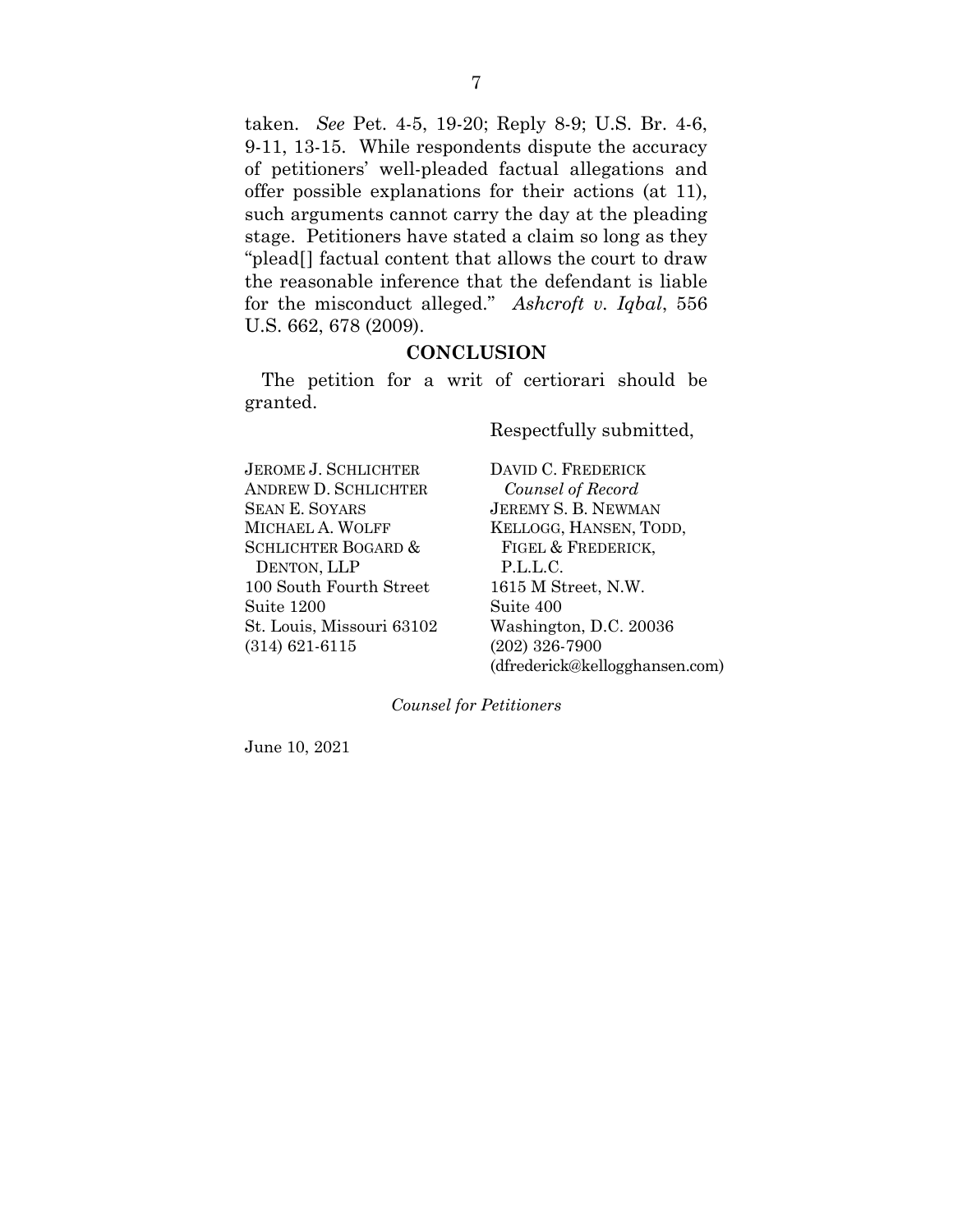taken. *See* Pet. 4-5, 19-20; Reply 8-9; U.S. Br. 4-6, 9-11, 13-15. While respondents dispute the accuracy of petitioners' well-pleaded factual allegations and offer possible explanations for their actions (at 11), such arguments cannot carry the day at the pleading stage. Petitioners have stated a claim so long as they "plead[] factual content that allows the court to draw the reasonable inference that the defendant is liable for the misconduct alleged." *Ashcroft v. Iqbal*, 556 U.S. 662, 678 (2009).

## CONCLUSION

The petition for a writ of certiorari should be granted.

Respectfully submitted,

JEROME J. SCHLICHTER
ANDREW D. SCHLICHTER
SEAN E. SOYARS
MICHAEL A. WOLFF
SCHLICHTER BOGARD & DENTON, LLP
100 South Fourth Street
Suite 1200
St. Louis, Missouri 63102
(314) 621-6115

DAVID C. FREDERICK
*Counsel of Record*
JEREMY S. B. NEWMAN
KELLOGG, HANSEN, TODD, FIGEL & FREDERICK, P.L.L.C.
1615 M Street, N.W.
Suite 400
Washington, D.C. 20036
(202) 326-7900
(dfrederick@kellogghansen.com)

*Counsel for Petitioners*

June 10, 2021